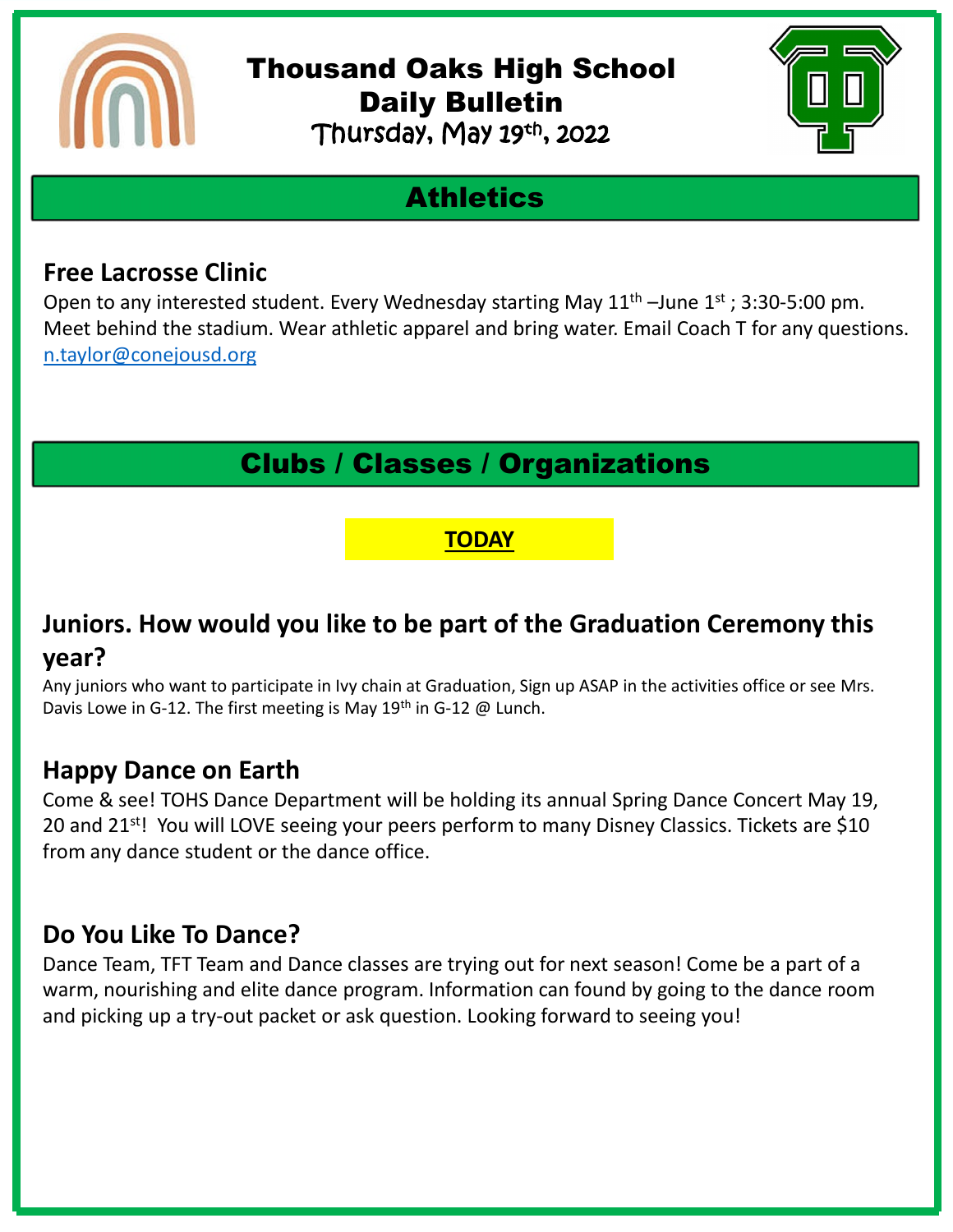# Thousand Oaks High School Daily Bulletin

Thursday, May 19th, 2022

## Athletics

### Free Lacrosse Clinic

Open to any interested student. Every Wednesday starting May 11th –June 1st ; 3:30-5:00 pm. Meet behind the stadium. Wear athletic apparel and bring water. Email Coach T for any questions. n.taylor@conejousd.org

## Clubs / Classes / Organizations

**TODAY**

### Juniors. How would you like to be part of the Graduation Ceremony this year?

Any juniors who want to participate in Ivy chain at Graduation, Sign up ASAP in the activities office or see Mrs. Davis Lowe in G-12. The first meeting is May 19th in G-12 @ Lunch.

### Happy Dance on Earth

Come & see! TOHS Dance Department will be holding its annual Spring Dance Concert May 19, 20 and 21st! You will LOVE seeing your peers perform to many Disney Classics. Tickets are $10 from any dance student or the dance office.

### Do You Like To Dance?

Dance Team, TFT Team and Dance classes are trying out for next season! Come be a part of a warm, nourishing and elite dance program. Information can found by going to the dance room and picking up a try-out packet or ask question. Looking forward to seeing you!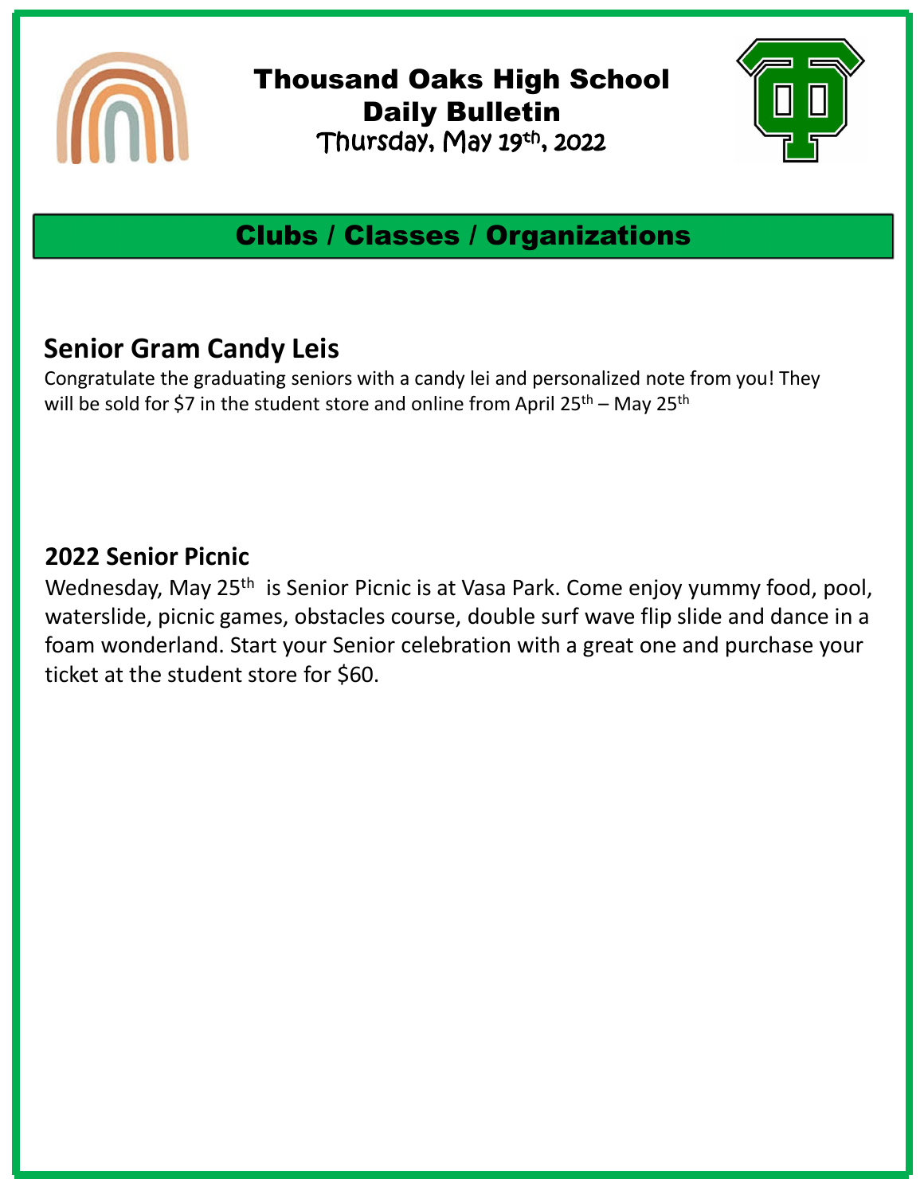# Thousand Oaks High School Daily Bulletin

Thursday, May 19th, 2022

## Clubs / Classes / Organizations

### Senior Gram Candy Leis

Congratulate the graduating seniors with a candy lei and personalized note from you! They will be sold for $7 in the student store and online from April 25th – May 25th

### 2022 Senior Picnic

Wednesday, May 25th is Senior Picnic is at Vasa Park. Come enjoy yummy food, pool, waterslide, picnic games, obstacles course, double surf wave flip slide and dance in a foam wonderland. Start your Senior celebration with a great one and purchase your ticket at the student store for $60.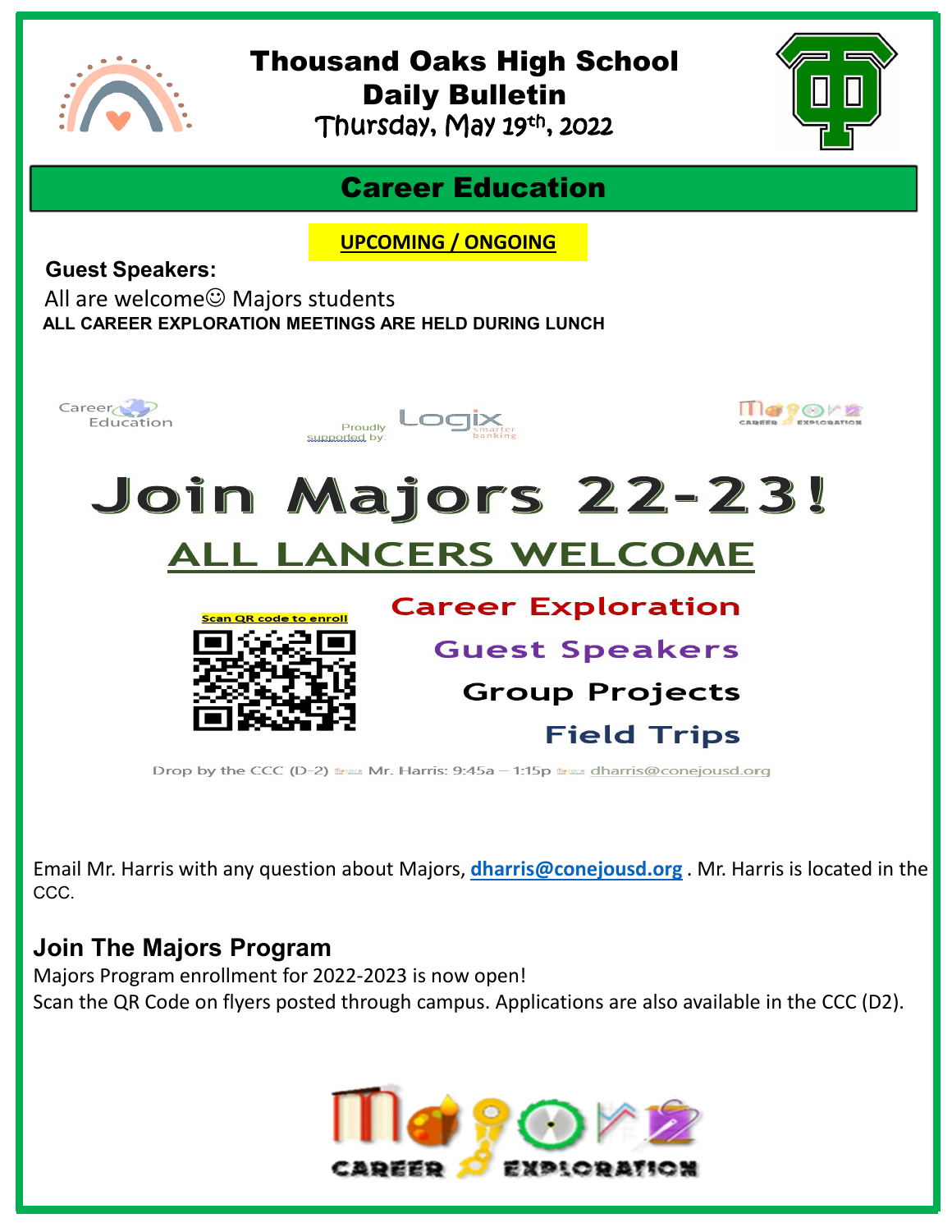# Thousand Oaks High School Daily Bulletin

Thursday, May 19th, 2022

## Career Education

**UPCOMING / ONGOING**

**Guest Speakers:**

All are welcome☺ Majors students

**ALL CAREER EXPLORATION MEETINGS ARE HELD DURING LUNCH**

Career Education

Proudly supported by: Logix smarter banking

Majors Career Exploration

# Join Majors 22-23!

## ALL LANCERS WELCOME

Scan QR code to enroll

Career Exploration

Guest Speakers

Group Projects

Field Trips

Drop by the CCC (D-2) Mr. Harris: 9:45a – 1:15p dharris@conejousd.org

Email Mr. Harris with any question about Majors, **dharris@conejousd.org** . Mr. Harris is located in the CCC.

### Join The Majors Program

Majors Program enrollment for 2022-2023 is now open!
Scan the QR Code on flyers posted through campus. Applications are also available in the CCC (D2).

Majors Career Exploration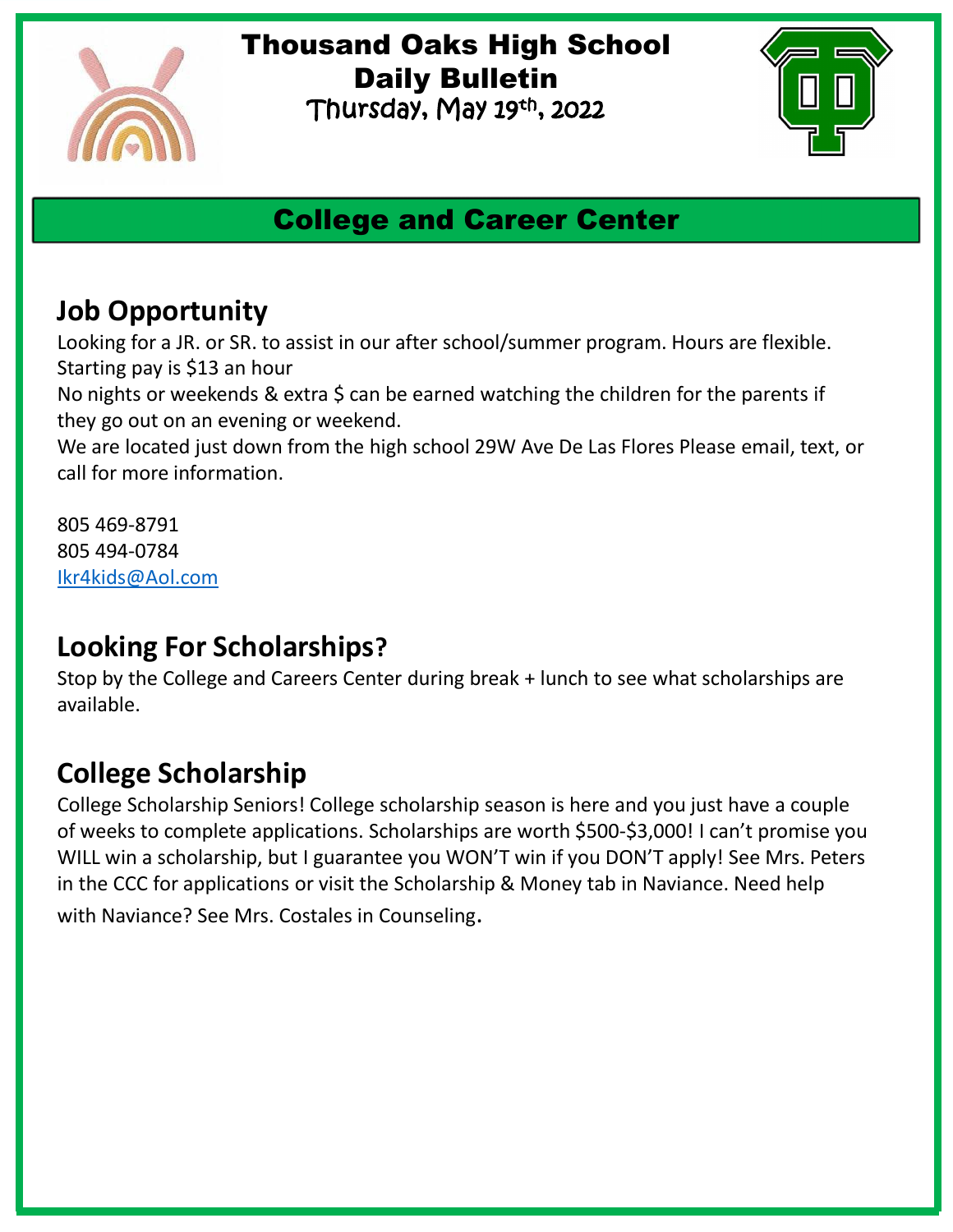# Thousand Oaks High School Daily Bulletin

Thursday, May 19th, 2022

## College and Career Center

### Job Opportunity

Looking for a JR. or SR. to assist in our after school/summer program. Hours are flexible. Starting pay is $13 an hour

No nights or weekends & extra $ can be earned watching the children for the parents if they go out on an evening or weekend.

We are located just down from the high school 29W Ave De Las Flores Please email, text, or call for more information.

805 469-8791
805 494-0784
Ikr4kids@Aol.com

### Looking For Scholarships?

Stop by the College and Careers Center during break + lunch to see what scholarships are available.

### College Scholarship

College Scholarship Seniors! College scholarship season is here and you just have a couple of weeks to complete applications. Scholarships are worth $500-$3,000! I can't promise you WILL win a scholarship, but I guarantee you WON'T win if you DON'T apply! See Mrs. Peters in the CCC for applications or visit the Scholarship & Money tab in Naviance. Need help with Naviance? See Mrs. Costales in Counseling.